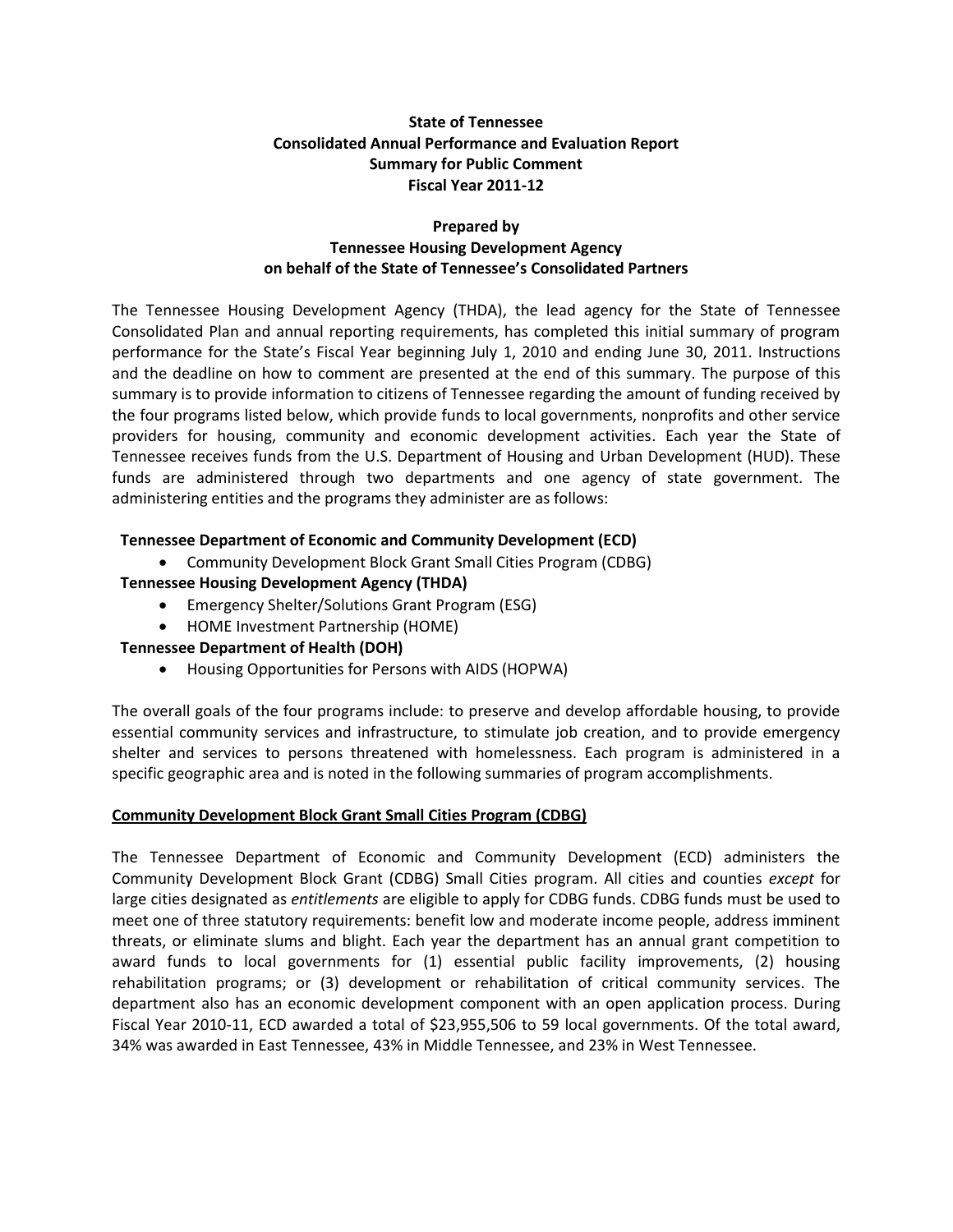**State of Tennessee**
**Consolidated Annual Performance and Evaluation Report**
**Summary for Public Comment**
**Fiscal Year 2011-12**

**Prepared by**
**Tennessee Housing Development Agency**
**on behalf of the State of Tennessee's Consolidated Partners**

The Tennessee Housing Development Agency (THDA), the lead agency for the State of Tennessee Consolidated Plan and annual reporting requirements, has completed this initial summary of program performance for the State's Fiscal Year beginning July 1, 2010 and ending June 30, 2011. Instructions and the deadline on how to comment are presented at the end of this summary. The purpose of this summary is to provide information to citizens of Tennessee regarding the amount of funding received by the four programs listed below, which provide funds to local governments, nonprofits and other service providers for housing, community and economic development activities. Each year the State of Tennessee receives funds from the U.S. Department of Housing and Urban Development (HUD). These funds are administered through two departments and one agency of state government. The administering entities and the programs they administer are as follows:

**Tennessee Department of Economic and Community Development (ECD)**

- Community Development Block Grant Small Cities Program (CDBG)

**Tennessee Housing Development Agency (THDA)**

- Emergency Shelter/Solutions Grant Program (ESG)
- HOME Investment Partnership (HOME)

**Tennessee Department of Health (DOH)**

- Housing Opportunities for Persons with AIDS (HOPWA)

The overall goals of the four programs include: to preserve and develop affordable housing, to provide essential community services and infrastructure, to stimulate job creation, and to provide emergency shelter and services to persons threatened with homelessness. Each program is administered in a specific geographic area and is noted in the following summaries of program accomplishments.

## Community Development Block Grant Small Cities Program (CDBG)

The Tennessee Department of Economic and Community Development (ECD) administers the Community Development Block Grant (CDBG) Small Cities program. All cities and counties *except* for large cities designated as *entitlements* are eligible to apply for CDBG funds. CDBG funds must be used to meet one of three statutory requirements: benefit low and moderate income people, address imminent threats, or eliminate slums and blight. Each year the department has an annual grant competition to award funds to local governments for (1) essential public facility improvements, (2) housing rehabilitation programs; or (3) development or rehabilitation of critical community services. The department also has an economic development component with an open application process. During Fiscal Year 2010-11, ECD awarded a total of $23,955,506 to 59 local governments. Of the total award, 34% was awarded in East Tennessee, 43% in Middle Tennessee, and 23% in West Tennessee.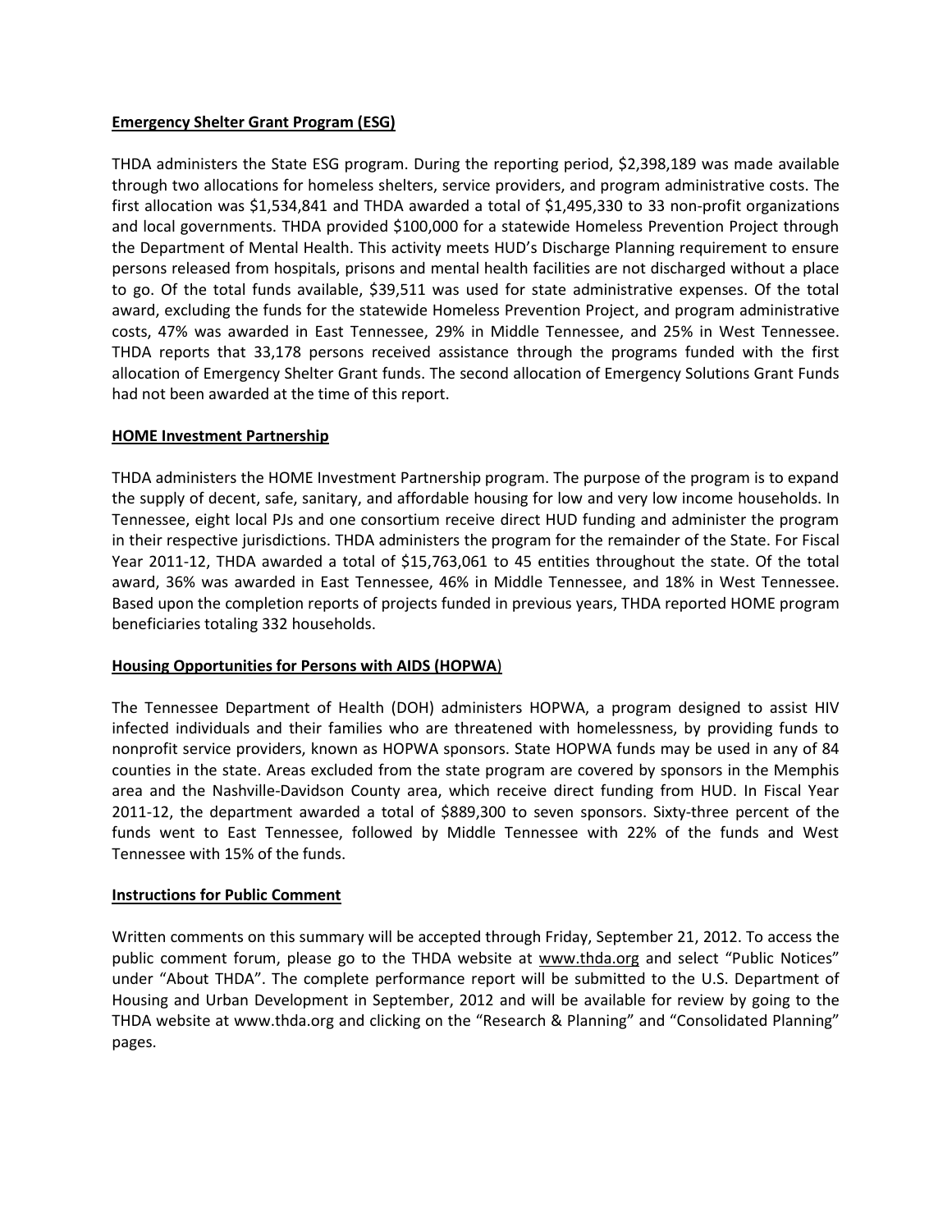**Emergency Shelter Grant Program (ESG)**

THDA administers the State ESG program. During the reporting period, $2,398,189 was made available through two allocations for homeless shelters, service providers, and program administrative costs. The first allocation was $1,534,841 and THDA awarded a total of $1,495,330 to 33 non-profit organizations and local governments. THDA provided $100,000 for a statewide Homeless Prevention Project through the Department of Mental Health. This activity meets HUD's Discharge Planning requirement to ensure persons released from hospitals, prisons and mental health facilities are not discharged without a place to go. Of the total funds available, $39,511 was used for state administrative expenses. Of the total award, excluding the funds for the statewide Homeless Prevention Project, and program administrative costs, 47% was awarded in East Tennessee, 29% in Middle Tennessee, and 25% in West Tennessee. THDA reports that 33,178 persons received assistance through the programs funded with the first allocation of Emergency Shelter Grant funds. The second allocation of Emergency Solutions Grant Funds had not been awarded at the time of this report.

**HOME Investment Partnership**

THDA administers the HOME Investment Partnership program. The purpose of the program is to expand the supply of decent, safe, sanitary, and affordable housing for low and very low income households. In Tennessee, eight local PJs and one consortium receive direct HUD funding and administer the program in their respective jurisdictions. THDA administers the program for the remainder of the State. For Fiscal Year 2011-12, THDA awarded a total of $15,763,061 to 45 entities throughout the state. Of the total award, 36% was awarded in East Tennessee, 46% in Middle Tennessee, and 18% in West Tennessee. Based upon the completion reports of projects funded in previous years, THDA reported HOME program beneficiaries totaling 332 households.

**Housing Opportunities for Persons with AIDS (HOPWA)**

The Tennessee Department of Health (DOH) administers HOPWA, a program designed to assist HIV infected individuals and their families who are threatened with homelessness, by providing funds to nonprofit service providers, known as HOPWA sponsors. State HOPWA funds may be used in any of 84 counties in the state. Areas excluded from the state program are covered by sponsors in the Memphis area and the Nashville-Davidson County area, which receive direct funding from HUD. In Fiscal Year 2011-12, the department awarded a total of $889,300 to seven sponsors. Sixty-three percent of the funds went to East Tennessee, followed by Middle Tennessee with 22% of the funds and West Tennessee with 15% of the funds.

**Instructions for Public Comment**

Written comments on this summary will be accepted through Friday, September 21, 2012. To access the public comment forum, please go to the THDA website at www.thda.org and select "Public Notices" under "About THDA". The complete performance report will be submitted to the U.S. Department of Housing and Urban Development in September, 2012 and will be available for review by going to the THDA website at www.thda.org and clicking on the "Research & Planning" and "Consolidated Planning" pages.